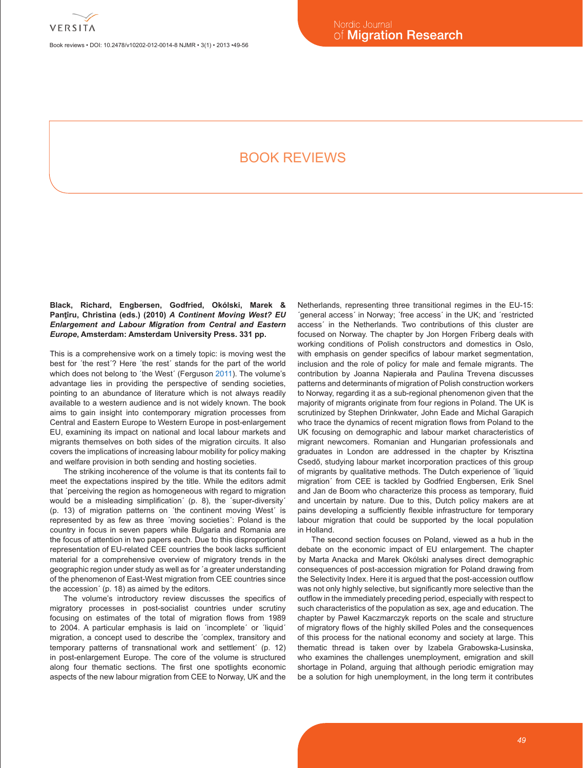# BOOK REVIEWS

**Black, Richard, Engbersen, Godfried, Okólski, Marek & Panţîru, Christina (eds.) (2010) *A Continent Moving West? EU Enlargement and Labour Migration from Central and Eastern Europe*, Amsterdam: Amsterdam University Press. 331 pp.**

This is a comprehensive work on a timely topic: is moving west the best for ´the rest´? Here ´the rest´ stands for the part of the world which does not belong to ´the West´ (Ferguson 2011). The volume's advantage lies in providing the perspective of sending societies, pointing to an abundance of literature which is not always readily available to a western audience and is not widely known. The book aims to gain insight into contemporary migration processes from Central and Eastern Europe to Western Europe in post-enlargement EU, examining its impact on national and local labour markets and migrants themselves on both sides of the migration circuits. It also covers the implications of increasing labour mobility for policy making and welfare provision in both sending and hosting societies.

The striking incoherence of the volume is that its contents fail to meet the expectations inspired by the title. While the editors admit that ´perceiving the region as homogeneous with regard to migration would be a misleading simplification´ (p. 8), the ´super-diversity´ (p. 13) of migration patterns on ´the continent moving West´ is represented by as few as three ´moving societies´: Poland is the country in focus in seven papers while Bulgaria and Romania are the focus of attention in two papers each. Due to this disproportional representation of EU-related CEE countries the book lacks sufficient material for a comprehensive overview of migratory trends in the geographic region under study as well as for ´a greater understanding of the phenomenon of East-West migration from CEE countries since the accession´ (p. 18) as aimed by the editors.

The volume's introductory review discusses the specifics of migratory processes in post-socialist countries under scrutiny focusing on estimates of the total of migration flows from 1989 to 2004. A particular emphasis is laid on ´incomplete´ or ´liquid´ migration, a concept used to describe the ´complex, transitory and temporary patterns of transnational work and settlement´ (p. 12) in post-enlargement Europe. The core of the volume is structured along four thematic sections. The first one spotlights economic aspects of the new labour migration from CEE to Norway, UK and the Netherlands, representing three transitional regimes in the EU-15: ´general access´ in Norway; ´free access´ in the UK; and ´restricted access´ in the Netherlands. Two contributions of this cluster are focused on Norway. The chapter by Jon Horgen Friberg deals with working conditions of Polish constructors and domestics in Oslo, with emphasis on gender specifics of labour market segmentation, inclusion and the role of policy for male and female migrants. The contribution by Joanna Napierała and Paulina Trevena discusses patterns and determinants of migration of Polish construction workers to Norway, regarding it as a sub-regional phenomenon given that the majority of migrants originate from four regions in Poland. The UK is scrutinized by Stephen Drinkwater, John Eade and Michal Garapich who trace the dynamics of recent migration flows from Poland to the UK focusing on demographic and labour market characteristics of migrant newcomers. Romanian and Hungarian professionals and graduates in London are addressed in the chapter by Krisztina Csedő, studying labour market incorporation practices of this group of migrants by qualitative methods. The Dutch experience of ´liquid migration´ from CEE is tackled by Godfried Engbersen, Erik Snel and Jan de Boom who characterize this process as temporary, fluid and uncertain by nature. Due to this, Dutch policy makers are at pains developing a sufficiently flexible infrastructure for temporary labour migration that could be supported by the local population in Holland.

The second section focuses on Poland, viewed as a hub in the debate on the economic impact of EU enlargement. The chapter by Marta Anacka and Marek Okólski analyses direct demographic consequences of post-accession migration for Poland drawing from the Selectivity Index. Here it is argued that the post-accession outflow was not only highly selective, but significantly more selective than the outflow in the immediately preceding period, especially with respect to such characteristics of the population as sex, age and education. The chapter by Paweł Kaczmarczyk reports on the scale and structure of migratory flows of the highly skilled Poles and the consequences of this process for the national economy and society at large. This thematic thread is taken over by Izabela Grabowska-Lusinska, who examines the challenges unemployment, emigration and skill shortage in Poland, arguing that although periodic emigration may be a solution for high unemployment, in the long term it contributes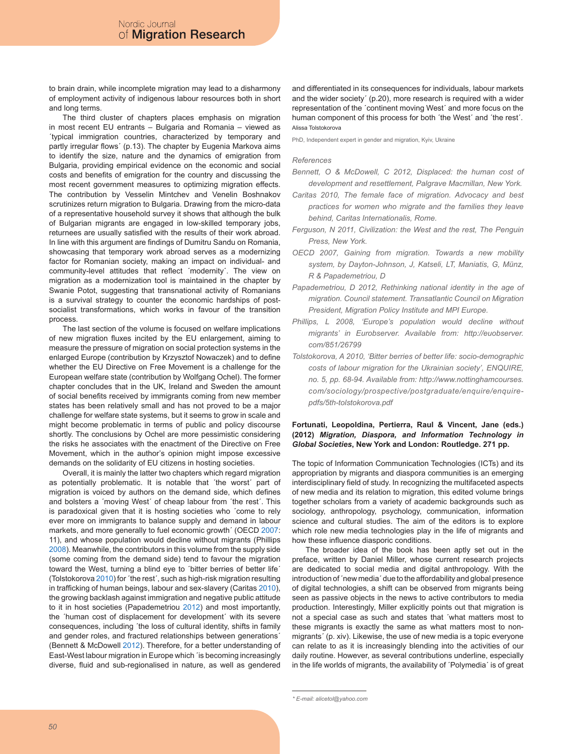to brain drain, while incomplete migration may lead to a disharmony of employment activity of indigenous labour resources both in short and long terms.

The third cluster of chapters places emphasis on migration in most recent EU entrants – Bulgaria and Romania – viewed as ´typical immigration countries, characterized by temporary and partly irregular flows´ (p.13). The chapter by Eugenia Markova aims to identify the size, nature and the dynamics of emigration from Bulgaria, providing empirical evidence on the economic and social costs and benefits of emigration for the country and discussing the most recent government measures to optimizing migration effects. The contribution by Vesselin Mintchev and Venelin Boshnakov scrutinizes return migration to Bulgaria. Drawing from the micro-data of a representative household survey it shows that although the bulk of Bulgarian migrants are engaged in low-skilled temporary jobs, returnees are usually satisfied with the results of their work abroad. In line with this argument are findings of Dumitru Sandu on Romania, showcasing that temporary work abroad serves as a modernizing factor for Romanian society, making an impact on individual- and community-level attitudes that reflect ´modernity´. The view on migration as a modernization tool is maintained in the chapter by Swanie Potot, suggesting that transnational activity of Romanians is a survival strategy to counter the economic hardships of post-socialist transformations, which works in favour of the transition process.

The last section of the volume is focused on welfare implications of new migration fluxes incited by the EU enlargement, aiming to measure the pressure of migration on social protection systems in the enlarged Europe (contribution by Krzysztof Nowaczek) and to define whether the EU Directive on Free Movement is a challenge for the European welfare state (contribution by Wolfgang Ochel). The former chapter concludes that in the UK, Ireland and Sweden the amount of social benefits received by immigrants coming from new member states has been relatively small and has not proved to be a major challenge for welfare state systems, but it seems to grow in scale and might become problematic in terms of public and policy discourse shortly. The conclusions by Ochel are more pessimistic considering the risks he associates with the enactment of the Directive on Free Movement, which in the author's opinion might impose excessive demands on the solidarity of EU citizens in hosting societies.

Overall, it is mainly the latter two chapters which regard migration as potentially problematic. It is notable that ´the worst´ part of migration is voiced by authors on the demand side, which defines and bolsters a ´moving West´ of cheap labour from ´the rest´. This is paradoxical given that it is hosting societies who ´come to rely ever more on immigrants to balance supply and demand in labour markets, and more generally to fuel economic growth´ (OECD 2007: 11), and whose population would decline without migrants (Phillips 2008). Meanwhile, the contributors in this volume from the supply side (some coming from the demand side) tend to favour the migration toward the West, turning a blind eye to ´bitter berries of better life´ (Tolstokorova 2010) for ´the rest´, such as high-risk migration resulting in trafficking of human beings, labour and sex-slavery (Caritas 2010), the growing backlash against immigration and negative public attitude to it in host societies (Papademetriou 2012) and most importantly, the ´human cost of displacement for development´ with its severe consequences, including ´the loss of cultural identity, shifts in family and gender roles, and fractured relationships between generations´ (Bennett & McDowell 2012). Therefore, for a better understanding of East-West labour migration in Europe which ´is becoming increasingly diverse, fluid and sub-regionalised in nature, as well as gendered and differentiated in its consequences for individuals, labour markets and the wider society´ (p.20), more research is required with a wider representation of the ´continent moving West´ and more focus on the human component of this process for both ´the West´ and ´the rest´.

Alissa Tolstokorova

PhD, Independent expert in gender and migration, Kyiv, Ukraine

*References*

*Bennett, O & McDowell, C 2012, Displaced: the human cost of development and resettlement, Palgrave Macmillan, New York.*

*Caritas 2010, The female face of migration. Advocacy and best practices for women who migrate and the families they leave behind, Caritas Internationalis, Rome.*

*Ferguson, N 2011, Civilization: the West and the rest, The Penguin Press, New York.*

*OECD 2007, Gaining from migration. Towards a new mobility system, by Dayton-Johnson, J, Katseli, LT, Maniatis, G, Münz, R & Papademetriou, D*

*Papademetriou, D 2012, Rethinking national identity in the age of migration. Council statement. Transatlantic Council on Migration President, Migration Policy Institute and MPI Europe.*

*Phillips, L 2008, 'Europe's population would decline without migrants' in Eurobserver. Available from: http://euobserver.com/851/26799*

*Tolstokorova, A 2010, 'Bitter berries of better life: socio-demographic costs of labour migration for the Ukrainian society', ENQUIRE, no. 5, pp. 68-94. Available from: http://www.nottinghamcourses.com/sociology/prospective/postgraduate/enquire/enquire-pdfs/5th-tolstokorova.pdf*

**Fortunati, Leopoldina, Pertierra, Raul & Vincent, Jane (eds.) (2012) *Migration, Diaspora, and Information Technology in Global Societies*, New York and London: Routledge. 271 pp.**

The topic of Information Communication Technologies (ICTs) and its appropriation by migrants and diaspora communities is an emerging interdisciplinary field of study. In recognizing the multifaceted aspects of new media and its relation to migration, this edited volume brings together scholars from a variety of academic backgrounds such as sociology, anthropology, psychology, communication, information science and cultural studies. The aim of the editors is to explore which role new media technologies play in the life of migrants and how these influence diasporic conditions.

The broader idea of the book has been aptly set out in the preface, written by Daniel Miller, whose current research projects are dedicated to social media and digital anthropology. With the introduction of ´new media´ due to the affordability and global presence of digital technologies, a shift can be observed from migrants being seen as passive objects in the news to active contributors to media production. Interestingly, Miller explicitly points out that migration is not a special case as such and states that ´what matters most to these migrants is exactly the same as what matters most to non-migrants´ (p. xiv). Likewise, the use of new media is a topic everyone can relate to as it is increasingly blending into the activities of our daily routine. However, as several contributions underline, especially in the life worlds of migrants, the availability of ´Polymedia´ is of great

* E-mail: alicetol@yahoo.com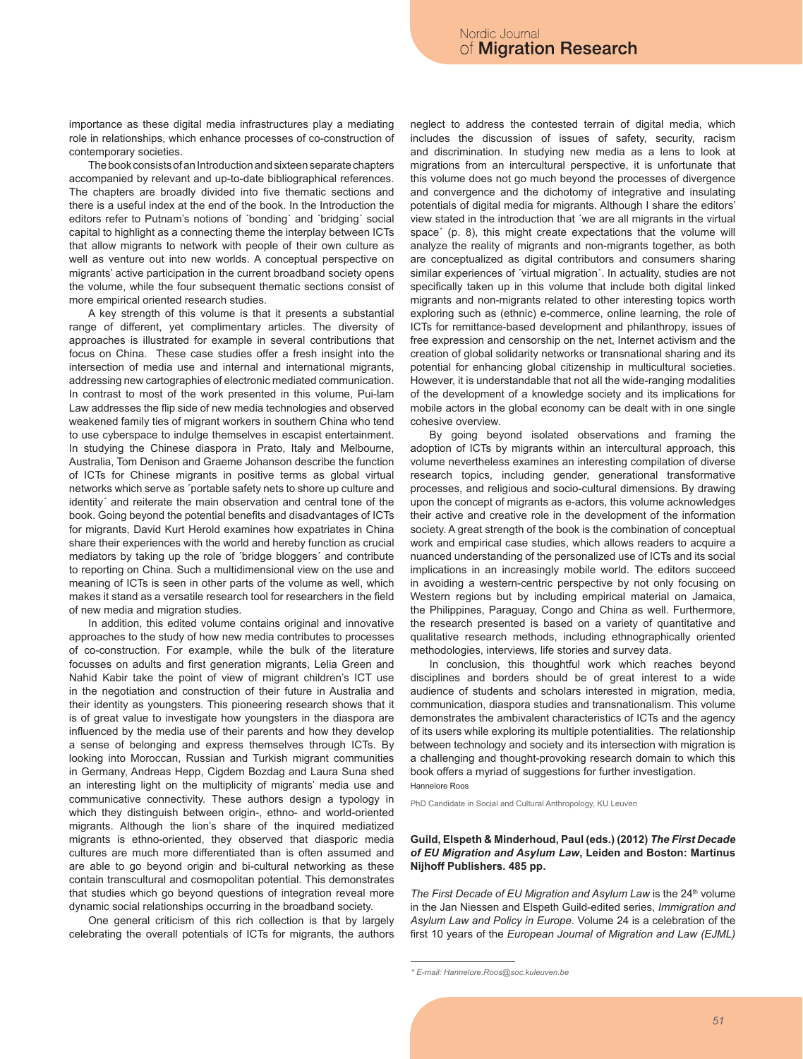importance as these digital media infrastructures play a mediating role in relationships, which enhance processes of co-construction of contemporary societies.

The book consists of an Introduction and sixteen separate chapters accompanied by relevant and up-to-date bibliographical references. The chapters are broadly divided into five thematic sections and there is a useful index at the end of the book. In the Introduction the editors refer to Putnam's notions of ´bonding´ and ´bridging´ social capital to highlight as a connecting theme the interplay between ICTs that allow migrants to network with people of their own culture as well as venture out into new worlds. A conceptual perspective on migrants' active participation in the current broadband society opens the volume, while the four subsequent thematic sections consist of more empirical oriented research studies.

A key strength of this volume is that it presents a substantial range of different, yet complimentary articles. The diversity of approaches is illustrated for example in several contributions that focus on China. These case studies offer a fresh insight into the intersection of media use and internal and international migrants, addressing new cartographies of electronic mediated communication. In contrast to most of the work presented in this volume, Pui-lam Law addresses the flip side of new media technologies and observed weakened family ties of migrant workers in southern China who tend to use cyberspace to indulge themselves in escapist entertainment. In studying the Chinese diaspora in Prato, Italy and Melbourne, Australia, Tom Denison and Graeme Johanson describe the function of ICTs for Chinese migrants in positive terms as global virtual networks which serve as ´portable safety nets to shore up culture and identity´ and reiterate the main observation and central tone of the book. Going beyond the potential benefits and disadvantages of ICTs for migrants, David Kurt Herold examines how expatriates in China share their experiences with the world and hereby function as crucial mediators by taking up the role of ´bridge bloggers´ and contribute to reporting on China. Such a multidimensional view on the use and meaning of ICTs is seen in other parts of the volume as well, which makes it stand as a versatile research tool for researchers in the field of new media and migration studies.

In addition, this edited volume contains original and innovative approaches to the study of how new media contributes to processes of co-construction. For example, while the bulk of the literature focusses on adults and first generation migrants, Lelia Green and Nahid Kabir take the point of view of migrant children's ICT use in the negotiation and construction of their future in Australia and their identity as youngsters. This pioneering research shows that it is of great value to investigate how youngsters in the diaspora are influenced by the media use of their parents and how they develop a sense of belonging and express themselves through ICTs. By looking into Moroccan, Russian and Turkish migrant communities in Germany, Andreas Hepp, Cigdem Bozdag and Laura Suna shed an interesting light on the multiplicity of migrants' media use and communicative connectivity. These authors design a typology in which they distinguish between origin-, ethno- and world-oriented migrants. Although the lion's share of the inquired mediatized migrants is ethno-oriented, they observed that diasporic media cultures are much more differentiated than is often assumed and are able to go beyond origin and bi-cultural networking as these contain transcultural and cosmopolitan potential. This demonstrates that studies which go beyond questions of integration reveal more dynamic social relationships occurring in the broadband society.

One general criticism of this rich collection is that by largely celebrating the overall potentials of ICTs for migrants, the authors neglect to address the contested terrain of digital media, which includes the discussion of issues of safety, security, racism and discrimination. In studying new media as a lens to look at migrations from an intercultural perspective, it is unfortunate that this volume does not go much beyond the processes of divergence and convergence and the dichotomy of integrative and insulating potentials of digital media for migrants. Although I share the editors' view stated in the introduction that ´we are all migrants in the virtual space´ (p. 8), this might create expectations that the volume will analyze the reality of migrants and non-migrants together, as both are conceptualized as digital contributors and consumers sharing similar experiences of ´virtual migration´. In actuality, studies are not specifically taken up in this volume that include both digital linked migrants and non-migrants related to other interesting topics worth exploring such as (ethnic) e-commerce, online learning, the role of ICTs for remittance-based development and philanthropy, issues of free expression and censorship on the net, Internet activism and the creation of global solidarity networks or transnational sharing and its potential for enhancing global citizenship in multicultural societies. However, it is understandable that not all the wide-ranging modalities of the development of a knowledge society and its implications for mobile actors in the global economy can be dealt with in one single cohesive overview.

By going beyond isolated observations and framing the adoption of ICTs by migrants within an intercultural approach, this volume nevertheless examines an interesting compilation of diverse research topics, including gender, generational transformative processes, and religious and socio-cultural dimensions. By drawing upon the concept of migrants as e-actors, this volume acknowledges their active and creative role in the development of the information society. A great strength of the book is the combination of conceptual work and empirical case studies, which allows readers to acquire a nuanced understanding of the personalized use of ICTs and its social implications in an increasingly mobile world. The editors succeed in avoiding a western-centric perspective by not only focusing on Western regions but by including empirical material on Jamaica, the Philippines, Paraguay, Congo and China as well. Furthermore, the research presented is based on a variety of quantitative and qualitative research methods, including ethnographically oriented methodologies, interviews, life stories and survey data.

In conclusion, this thoughtful work which reaches beyond disciplines and borders should be of great interest to a wide audience of students and scholars interested in migration, media, communication, diaspora studies and transnationalism. This volume demonstrates the ambivalent characteristics of ICTs and the agency of its users while exploring its multiple potentialities. The relationship between technology and society and its intersection with migration is a challenging and thought-provoking research domain to which this book offers a myriad of suggestions for further investigation.

Hannelore Roos

PhD Candidate in Social and Cultural Anthropology, KU Leuven

**Guild, Elspeth & Minderhoud, Paul (eds.) (2012) *The First Decade of EU Migration and Asylum Law*, Leiden and Boston: Martinus Nijhoff Publishers. 485 pp.**

*The First Decade of EU Migration and Asylum Law* is the 24th volume in the Jan Niessen and Elspeth Guild-edited series, *Immigration and Asylum Law and Policy in Europe*. Volume 24 is a celebration of the first 10 years of the *European Journal of Migration and Law (EJML)*

---

\* E-mail: Hannelore.Roos@soc.kuleuven.be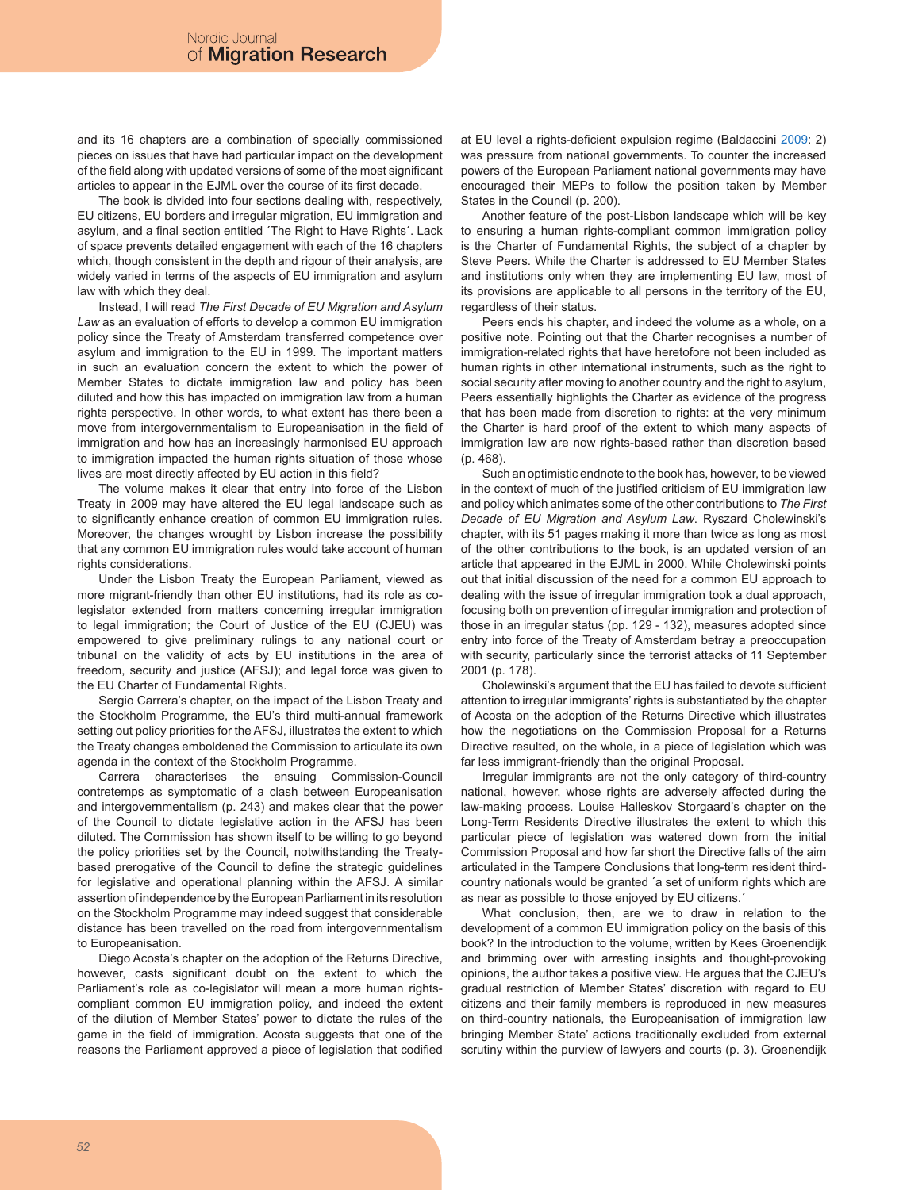and its 16 chapters are a combination of specially commissioned pieces on issues that have had particular impact on the development of the field along with updated versions of some of the most significant articles to appear in the EJML over the course of its first decade.

The book is divided into four sections dealing with, respectively, EU citizens, EU borders and irregular migration, EU immigration and asylum, and a final section entitled ´The Right to Have Rights´. Lack of space prevents detailed engagement with each of the 16 chapters which, though consistent in the depth and rigour of their analysis, are widely varied in terms of the aspects of EU immigration and asylum law with which they deal.

Instead, I will read *The First Decade of EU Migration and Asylum Law* as an evaluation of efforts to develop a common EU immigration policy since the Treaty of Amsterdam transferred competence over asylum and immigration to the EU in 1999. The important matters in such an evaluation concern the extent to which the power of Member States to dictate immigration law and policy has been diluted and how this has impacted on immigration law from a human rights perspective. In other words, to what extent has there been a move from intergovernmentalism to Europeanisation in the field of immigration and how has an increasingly harmonised EU approach to immigration impacted the human rights situation of those whose lives are most directly affected by EU action in this field?

The volume makes it clear that entry into force of the Lisbon Treaty in 2009 may have altered the EU legal landscape such as to significantly enhance creation of common EU immigration rules. Moreover, the changes wrought by Lisbon increase the possibility that any common EU immigration rules would take account of human rights considerations.

Under the Lisbon Treaty the European Parliament, viewed as more migrant-friendly than other EU institutions, had its role as co-legislator extended from matters concerning irregular immigration to legal immigration; the Court of Justice of the EU (CJEU) was empowered to give preliminary rulings to any national court or tribunal on the validity of acts by EU institutions in the area of freedom, security and justice (AFSJ); and legal force was given to the EU Charter of Fundamental Rights.

Sergio Carrera's chapter, on the impact of the Lisbon Treaty and the Stockholm Programme, the EU's third multi-annual framework setting out policy priorities for the AFSJ, illustrates the extent to which the Treaty changes emboldened the Commission to articulate its own agenda in the context of the Stockholm Programme.

Carrera characterises the ensuing Commission-Council contretemps as symptomatic of a clash between Europeanisation and intergovernmentalism (p. 243) and makes clear that the power of the Council to dictate legislative action in the AFSJ has been diluted. The Commission has shown itself to be willing to go beyond the policy priorities set by the Council, notwithstanding the Treaty-based prerogative of the Council to define the strategic guidelines for legislative and operational planning within the AFSJ. A similar assertion of independence by the European Parliament in its resolution on the Stockholm Programme may indeed suggest that considerable distance has been travelled on the road from intergovernmentalism to Europeanisation.

Diego Acosta's chapter on the adoption of the Returns Directive, however, casts significant doubt on the extent to which the Parliament's role as co-legislator will mean a more human rights-compliant common EU immigration policy, and indeed the extent of the dilution of Member States' power to dictate the rules of the game in the field of immigration. Acosta suggests that one of the reasons the Parliament approved a piece of legislation that codified at EU level a rights-deficient expulsion regime (Baldaccini 2009: 2) was pressure from national governments. To counter the increased powers of the European Parliament national governments may have encouraged their MEPs to follow the position taken by Member States in the Council (p. 200).

Another feature of the post-Lisbon landscape which will be key to ensuring a human rights-compliant common immigration policy is the Charter of Fundamental Rights, the subject of a chapter by Steve Peers. While the Charter is addressed to EU Member States and institutions only when they are implementing EU law, most of its provisions are applicable to all persons in the territory of the EU, regardless of their status.

Peers ends his chapter, and indeed the volume as a whole, on a positive note. Pointing out that the Charter recognises a number of immigration-related rights that have heretofore not been included as human rights in other international instruments, such as the right to social security after moving to another country and the right to asylum, Peers essentially highlights the Charter as evidence of the progress that has been made from discretion to rights: at the very minimum the Charter is hard proof of the extent to which many aspects of immigration law are now rights-based rather than discretion based (p. 468).

Such an optimistic endnote to the book has, however, to be viewed in the context of much of the justified criticism of EU immigration law and policy which animates some of the other contributions to *The First Decade of EU Migration and Asylum Law*. Ryszard Cholewinski's chapter, with its 51 pages making it more than twice as long as most of the other contributions to the book, is an updated version of an article that appeared in the EJML in 2000. While Cholewinski points out that initial discussion of the need for a common EU approach to dealing with the issue of irregular immigration took a dual approach, focusing both on prevention of irregular immigration and protection of those in an irregular status (pp. 129 - 132), measures adopted since entry into force of the Treaty of Amsterdam betray a preoccupation with security, particularly since the terrorist attacks of 11 September 2001 (p. 178).

Cholewinski's argument that the EU has failed to devote sufficient attention to irregular immigrants' rights is substantiated by the chapter of Acosta on the adoption of the Returns Directive which illustrates how the negotiations on the Commission Proposal for a Returns Directive resulted, on the whole, in a piece of legislation which was far less immigrant-friendly than the original Proposal.

Irregular immigrants are not the only category of third-country national, however, whose rights are adversely affected during the law-making process. Louise Halleskov Storgaard's chapter on the Long-Term Residents Directive illustrates the extent to which this particular piece of legislation was watered down from the initial Commission Proposal and how far short the Directive falls of the aim articulated in the Tampere Conclusions that long-term resident third-country nationals would be granted ´a set of uniform rights which are as near as possible to those enjoyed by EU citizens.´

What conclusion, then, are we to draw in relation to the development of a common EU immigration policy on the basis of this book? In the introduction to the volume, written by Kees Groenendijk and brimming over with arresting insights and thought-provoking opinions, the author takes a positive view. He argues that the CJEU's gradual restriction of Member States' discretion with regard to EU citizens and their family members is reproduced in new measures on third-country nationals, the Europeanisation of immigration law bringing Member State' actions traditionally excluded from external scrutiny within the purview of lawyers and courts (p. 3). Groenendijk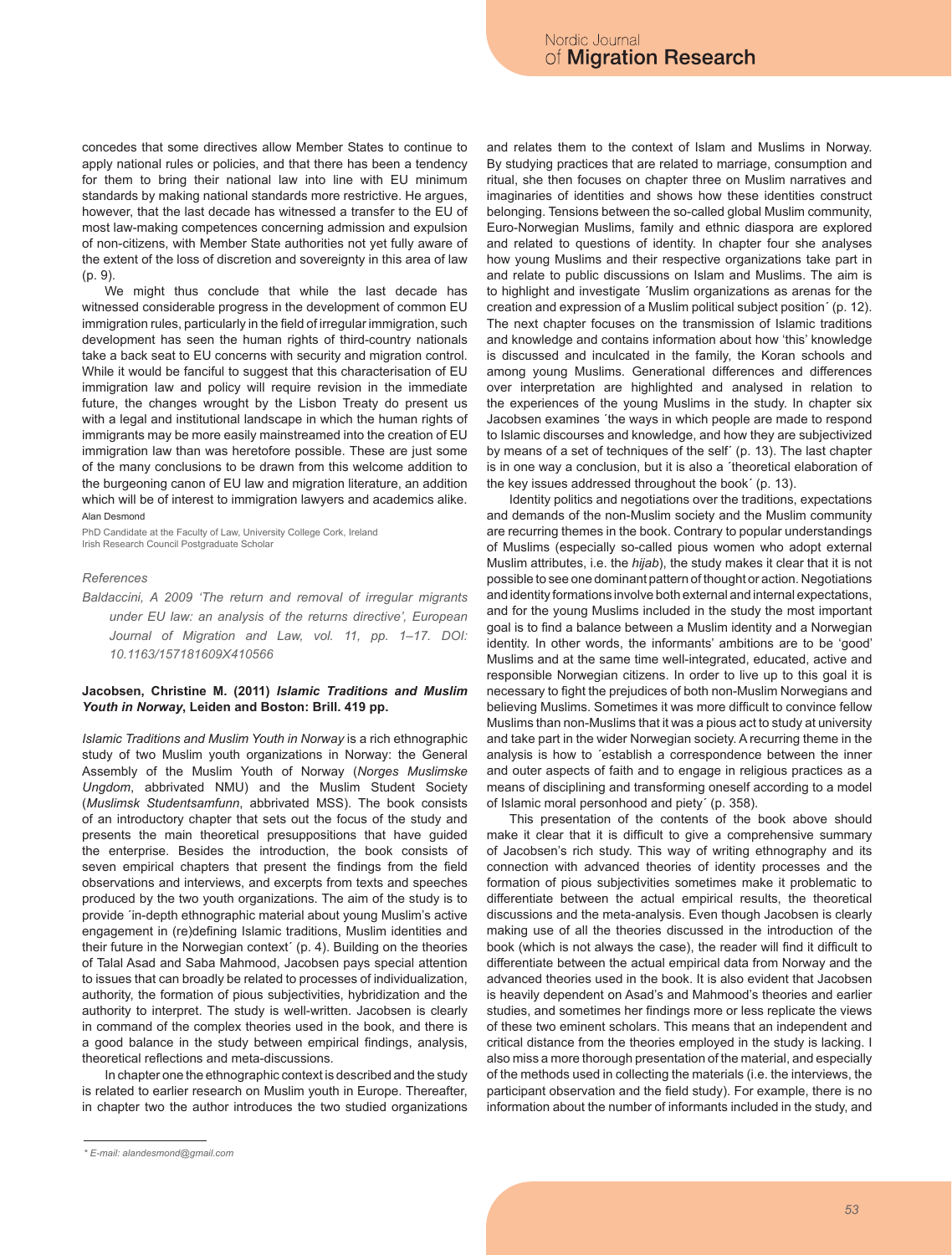concedes that some directives allow Member States to continue to apply national rules or policies, and that there has been a tendency for them to bring their national law into line with EU minimum standards by making national standards more restrictive. He argues, however, that the last decade has witnessed a transfer to the EU of most law-making competences concerning admission and expulsion of non-citizens, with Member State authorities not yet fully aware of the extent of the loss of discretion and sovereignty in this area of law (p. 9).

We might thus conclude that while the last decade has witnessed considerable progress in the development of common EU immigration rules, particularly in the field of irregular immigration, such development has seen the human rights of third-country nationals take a back seat to EU concerns with security and migration control. While it would be fanciful to suggest that this characterisation of EU immigration law and policy will require revision in the immediate future, the changes wrought by the Lisbon Treaty do present us with a legal and institutional landscape in which the human rights of immigrants may be more easily mainstreamed into the creation of EU immigration law than was heretofore possible. These are just some of the many conclusions to be drawn from this welcome addition to the burgeoning canon of EU law and migration literature, an addition which will be of interest to immigration lawyers and academics alike.

Alan Desmond

PhD Candidate at the Faculty of Law, University College Cork, Ireland
Irish Research Council Postgraduate Scholar

*References*

*Baldaccini, A 2009 'The return and removal of irregular migrants under EU law: an analysis of the returns directive', European Journal of Migration and Law, vol. 11, pp. 1–17. DOI: 10.1163/157181609X410566*

**Jacobsen, Christine M. (2011) *Islamic Traditions and Muslim Youth in Norway*, Leiden and Boston: Brill. 419 pp.**

*Islamic Traditions and Muslim Youth in Norway* is a rich ethnographic study of two Muslim youth organizations in Norway: the General Assembly of the Muslim Youth of Norway (*Norges Muslimske Ungdom*, abbrivated NMU) and the Muslim Student Society (*Muslimsk Studentsamfunn*, abbrivated MSS). The book consists of an introductory chapter that sets out the focus of the study and presents the main theoretical presuppositions that have guided the enterprise. Besides the introduction, the book consists of seven empirical chapters that present the findings from the field observations and interviews, and excerpts from texts and speeches produced by the two youth organizations. The aim of the study is to provide ´in-depth ethnographic material about young Muslim's active engagement in (re)defining Islamic traditions, Muslim identities and their future in the Norwegian context´ (p. 4). Building on the theories of Talal Asad and Saba Mahmood, Jacobsen pays special attention to issues that can broadly be related to processes of individualization, authority, the formation of pious subjectivities, hybridization and the authority to interpret. The study is well-written. Jacobsen is clearly in command of the complex theories used in the book, and there is a good balance in the study between empirical findings, analysis, theoretical reflections and meta-discussions.

In chapter one the ethnographic context is described and the study is related to earlier research on Muslim youth in Europe. Thereafter, in chapter two the author introduces the two studied organizations and relates them to the context of Islam and Muslims in Norway. By studying practices that are related to marriage, consumption and ritual, she then focuses on chapter three on Muslim narratives and imaginaries of identities and shows how these identities construct belonging. Tensions between the so-called global Muslim community, Euro-Norwegian Muslims, family and ethnic diaspora are explored and related to questions of identity. In chapter four she analyses how young Muslims and their respective organizations take part in and relate to public discussions on Islam and Muslims. The aim is to highlight and investigate ´Muslim organizations as arenas for the creation and expression of a Muslim political subject position´ (p. 12). The next chapter focuses on the transmission of Islamic traditions and knowledge and contains information about how 'this' knowledge is discussed and inculcated in the family, the Koran schools and among young Muslims. Generational differences and differences over interpretation are highlighted and analysed in relation to the experiences of the young Muslims in the study. In chapter six Jacobsen examines ´the ways in which people are made to respond to Islamic discourses and knowledge, and how they are subjectivized by means of a set of techniques of the self´ (p. 13). The last chapter is in one way a conclusion, but it is also a ´theoretical elaboration of the key issues addressed throughout the book´ (p. 13).

Identity politics and negotiations over the traditions, expectations and demands of the non-Muslim society and the Muslim community are recurring themes in the book. Contrary to popular understandings of Muslims (especially so-called pious women who adopt external Muslim attributes, i.e. the *hijab*), the study makes it clear that it is not possible to see one dominant pattern of thought or action. Negotiations and identity formations involve both external and internal expectations, and for the young Muslims included in the study the most important goal is to find a balance between a Muslim identity and a Norwegian identity. In other words, the informants' ambitions are to be 'good' Muslims and at the same time well-integrated, educated, active and responsible Norwegian citizens. In order to live up to this goal it is necessary to fight the prejudices of both non-Muslim Norwegians and believing Muslims. Sometimes it was more difficult to convince fellow Muslims than non-Muslims that it was a pious act to study at university and take part in the wider Norwegian society. A recurring theme in the analysis is how to ´establish a correspondence between the inner and outer aspects of faith and to engage in religious practices as a means of disciplining and transforming oneself according to a model of Islamic moral personhood and piety´ (p. 358).

This presentation of the contents of the book above should make it clear that it is difficult to give a comprehensive summary of Jacobsen's rich study. This way of writing ethnography and its connection with advanced theories of identity processes and the formation of pious subjectivities sometimes make it problematic to differentiate between the actual empirical results, the theoretical discussions and the meta-analysis. Even though Jacobsen is clearly making use of all the theories discussed in the introduction of the book (which is not always the case), the reader will find it difficult to differentiate between the actual empirical data from Norway and the advanced theories used in the book. It is also evident that Jacobsen is heavily dependent on Asad's and Mahmood's theories and earlier studies, and sometimes her findings more or less replicate the views of these two eminent scholars. This means that an independent and critical distance from the theories employed in the study is lacking. I also miss a more thorough presentation of the material, and especially of the methods used in collecting the materials (i.e. the interviews, the participant observation and the field study). For example, there is no information about the number of informants included in the study, and

* E-mail: alandesmond@gmail.com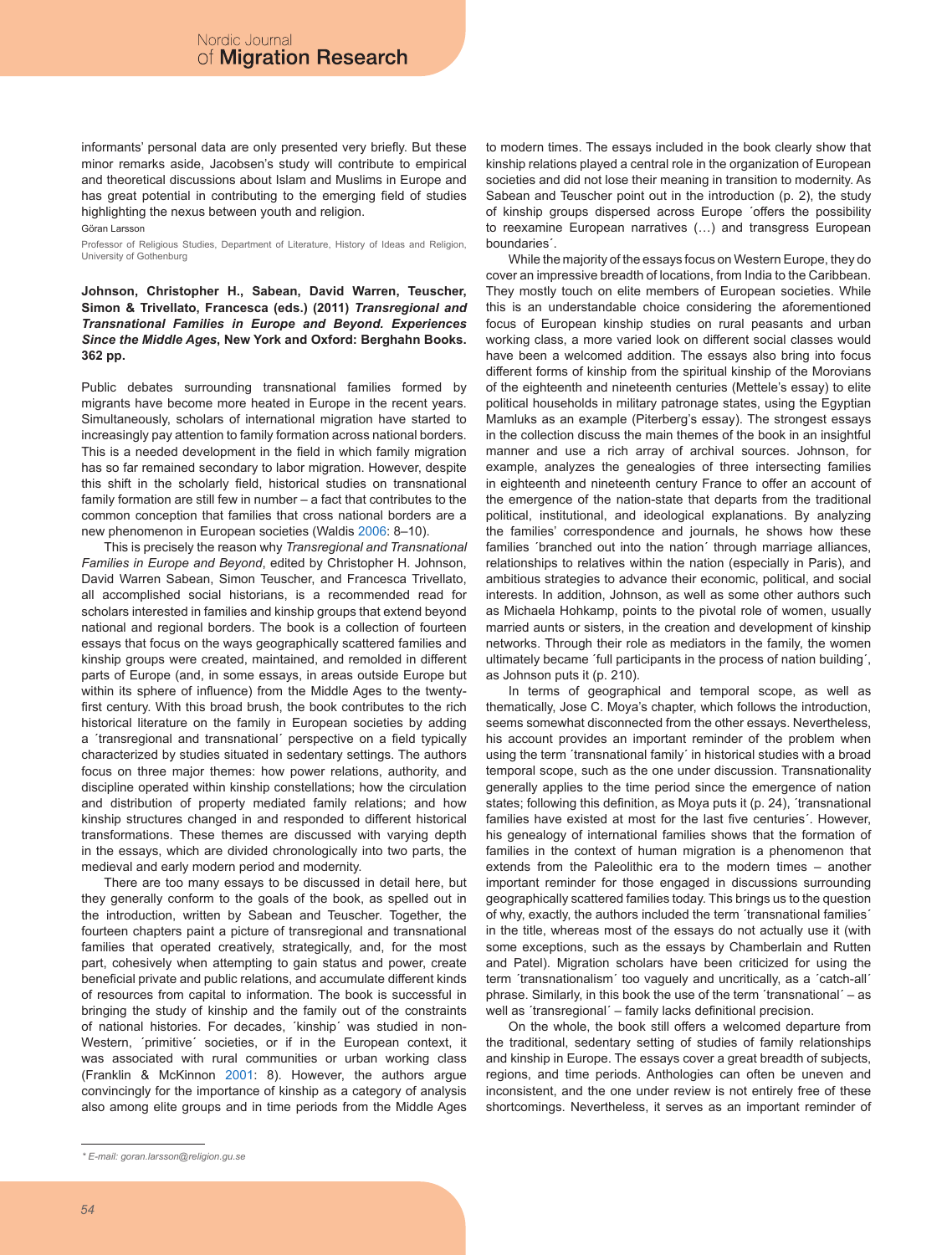informants' personal data are only presented very briefly. But these minor remarks aside, Jacobsen's study will contribute to empirical and theoretical discussions about Islam and Muslims in Europe and has great potential in contributing to the emerging field of studies highlighting the nexus between youth and religion.

Göran Larsson

Professor of Religious Studies, Department of Literature, History of Ideas and Religion, University of Gothenburg

**Johnson, Christopher H., Sabean, David Warren, Teuscher, Simon & Trivellato, Francesca (eds.) (2011) *Transregional and Transnational Families in Europe and Beyond. Experiences Since the Middle Ages*, New York and Oxford: Berghahn Books. 362 pp.**

Public debates surrounding transnational families formed by migrants have become more heated in Europe in the recent years. Simultaneously, scholars of international migration have started to increasingly pay attention to family formation across national borders. This is a needed development in the field in which family migration has so far remained secondary to labor migration. However, despite this shift in the scholarly field, historical studies on transnational family formation are still few in number – a fact that contributes to the common conception that families that cross national borders are a new phenomenon in European societies (Waldis 2006: 8–10).

This is precisely the reason why *Transregional and Transnational Families in Europe and Beyond*, edited by Christopher H. Johnson, David Warren Sabean, Simon Teuscher, and Francesca Trivellato, all accomplished social historians, is a recommended read for scholars interested in families and kinship groups that extend beyond national and regional borders. The book is a collection of fourteen essays that focus on the ways geographically scattered families and kinship groups were created, maintained, and remolded in different parts of Europe (and, in some essays, in areas outside Europe but within its sphere of influence) from the Middle Ages to the twenty-first century. With this broad brush, the book contributes to the rich historical literature on the family in European societies by adding a ´transregional and transnational´ perspective on a field typically characterized by studies situated in sedentary settings. The authors focus on three major themes: how power relations, authority, and discipline operated within kinship constellations; how the circulation and distribution of property mediated family relations; and how kinship structures changed in and responded to different historical transformations. These themes are discussed with varying depth in the essays, which are divided chronologically into two parts, the medieval and early modern period and modernity.

There are too many essays to be discussed in detail here, but they generally conform to the goals of the book, as spelled out in the introduction, written by Sabean and Teuscher. Together, the fourteen chapters paint a picture of transregional and transnational families that operated creatively, strategically, and, for the most part, cohesively when attempting to gain status and power, create beneficial private and public relations, and accumulate different kinds of resources from capital to information. The book is successful in bringing the study of kinship and the family out of the constraints of national histories. For decades, ´kinship´ was studied in non-Western, ´primitive´ societies, or if in the European context, it was associated with rural communities or urban working class (Franklin & McKinnon 2001: 8). However, the authors argue convincingly for the importance of kinship as a category of analysis also among elite groups and in time periods from the Middle Ages to modern times. The essays included in the book clearly show that kinship relations played a central role in the organization of European societies and did not lose their meaning in transition to modernity. As Sabean and Teuscher point out in the introduction (p. 2), the study of kinship groups dispersed across Europe ´offers the possibility to reexamine European narratives (…) and transgress European boundaries´.

While the majority of the essays focus on Western Europe, they do cover an impressive breadth of locations, from India to the Caribbean. They mostly touch on elite members of European societies. While this is an understandable choice considering the aforementioned focus of European kinship studies on rural peasants and urban working class, a more varied look on different social classes would have been a welcomed addition. The essays also bring into focus different forms of kinship from the spiritual kinship of the Morovians of the eighteenth and nineteenth centuries (Mettele's essay) to elite political households in military patronage states, using the Egyptian Mamluks as an example (Piterberg's essay). The strongest essays in the collection discuss the main themes of the book in an insightful manner and use a rich array of archival sources. Johnson, for example, analyzes the genealogies of three intersecting families in eighteenth and nineteenth century France to offer an account of the emergence of the nation-state that departs from the traditional political, institutional, and ideological explanations. By analyzing the families' correspondence and journals, he shows how these families ´branched out into the nation´ through marriage alliances, relationships to relatives within the nation (especially in Paris), and ambitious strategies to advance their economic, political, and social interests. In addition, Johnson, as well as some other authors such as Michaela Hohkamp, points to the pivotal role of women, usually married aunts or sisters, in the creation and development of kinship networks. Through their role as mediators in the family, the women ultimately became ´full participants in the process of nation building´, as Johnson puts it (p. 210).

In terms of geographical and temporal scope, as well as thematically, Jose C. Moya's chapter, which follows the introduction, seems somewhat disconnected from the other essays. Nevertheless, his account provides an important reminder of the problem when using the term ´transnational family´ in historical studies with a broad temporal scope, such as the one under discussion. Transnationality generally applies to the time period since the emergence of nation states; following this definition, as Moya puts it (p. 24), ´transnational families have existed at most for the last five centuries´. However, his genealogy of international families shows that the formation of families in the context of human migration is a phenomenon that extends from the Paleolithic era to the modern times – another important reminder for those engaged in discussions surrounding geographically scattered families today. This brings us to the question of why, exactly, the authors included the term ´transnational families´ in the title, whereas most of the essays do not actually use it (with some exceptions, such as the essays by Chamberlain and Rutten and Patel). Migration scholars have been criticized for using the term ´transnationalism´ too vaguely and uncritically, as a ´catch-all´ phrase. Similarly, in this book the use of the term ´transnational´ – as well as ´transregional´ – family lacks definitional precision.

On the whole, the book still offers a welcomed departure from the traditional, sedentary setting of studies of family relationships and kinship in Europe. The essays cover a great breadth of subjects, regions, and time periods. Anthologies can often be uneven and inconsistent, and the one under review is not entirely free of these shortcomings. Nevertheless, it serves as an important reminder of

* E-mail: goran.larsson@religion.gu.se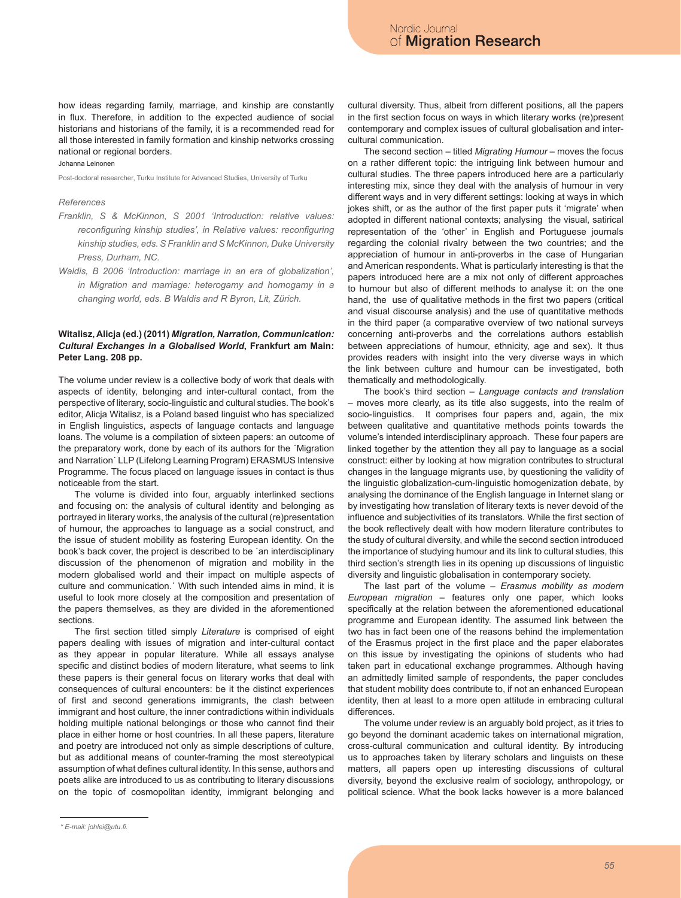how ideas regarding family, marriage, and kinship are constantly in flux. Therefore, in addition to the expected audience of social historians and historians of the family, it is a recommended read for all those interested in family formation and kinship networks crossing national or regional borders.

Johanna Leinonen

Post-doctoral researcher, Turku Institute for Advanced Studies, University of Turku

*References*

*Franklin, S & McKinnon, S 2001 'Introduction: relative values: reconfiguring kinship studies', in Relative values: reconfiguring kinship studies, eds. S Franklin and S McKinnon, Duke University Press, Durham, NC.*

*Waldis, B 2006 'Introduction: marriage in an era of globalization', in Migration and marriage: heterogamy and homogamy in a changing world, eds. B Waldis and R Byron, Lit, Zürich.*

**Witalisz, Alicja (ed.) (2011) *Migration, Narration, Communication: Cultural Exchanges in a Globalised World*, Frankfurt am Main: Peter Lang. 208 pp.**

The volume under review is a collective body of work that deals with aspects of identity, belonging and inter-cultural contact, from the perspective of literary, socio-linguistic and cultural studies. The book's editor, Alicja Witalisz, is a Poland based linguist who has specialized in English linguistics, aspects of language contacts and language loans. The volume is a compilation of sixteen papers: an outcome of the preparatory work, done by each of its authors for the ´Migration and Narration´ LLP (Lifelong Learning Program) ERASMUS Intensive Programme. The focus placed on language issues in contact is thus noticeable from the start.

The volume is divided into four, arguably interlinked sections and focusing on: the analysis of cultural identity and belonging as portrayed in literary works, the analysis of the cultural (re)presentation of humour, the approaches to language as a social construct, and the issue of student mobility as fostering European identity. On the book's back cover, the project is described to be ´an interdisciplinary discussion of the phenomenon of migration and mobility in the modern globalised world and their impact on multiple aspects of culture and communication.´ With such intended aims in mind, it is useful to look more closely at the composition and presentation of the papers themselves, as they are divided in the aforementioned sections.

The first section titled simply *Literature* is comprised of eight papers dealing with issues of migration and inter-cultural contact as they appear in popular literature. While all essays analyse specific and distinct bodies of modern literature, what seems to link these papers is their general focus on literary works that deal with consequences of cultural encounters: be it the distinct experiences of first and second generations immigrants, the clash between immigrant and host culture, the inner contradictions within individuals holding multiple national belongings or those who cannot find their place in either home or host countries. In all these papers, literature and poetry are introduced not only as simple descriptions of culture, but as additional means of counter-framing the most stereotypical assumption of what defines cultural identity. In this sense, authors and poets alike are introduced to us as contributing to literary discussions on the topic of cosmopolitan identity, immigrant belonging and cultural diversity. Thus, albeit from different positions, all the papers in the first section focus on ways in which literary works (re)present contemporary and complex issues of cultural globalisation and inter-cultural communication.

The second section – titled *Migrating Humour* – moves the focus on a rather different topic: the intriguing link between humour and cultural studies. The three papers introduced here are a particularly interesting mix, since they deal with the analysis of humour in very different ways and in very different settings: looking at ways in which jokes shift, or as the author of the first paper puts it 'migrate' when adopted in different national contexts; analysing the visual, satirical representation of the 'other' in English and Portuguese journals regarding the colonial rivalry between the two countries; and the appreciation of humour in anti-proverbs in the case of Hungarian and American respondents. What is particularly interesting is that the papers introduced here are a mix not only of different approaches to humour but also of different methods to analyse it: on the one hand, the use of qualitative methods in the first two papers (critical and visual discourse analysis) and the use of quantitative methods in the third paper (a comparative overview of two national surveys concerning anti-proverbs and the correlations authors establish between appreciations of humour, ethnicity, age and sex). It thus provides readers with insight into the very diverse ways in which the link between culture and humour can be investigated, both thematically and methodologically.

The book's third section – *Language contacts and translation* – moves more clearly, as its title also suggests, into the realm of socio-linguistics. It comprises four papers and, again, the mix between qualitative and quantitative methods points towards the volume's intended interdisciplinary approach. These four papers are linked together by the attention they all pay to language as a social construct: either by looking at how migration contributes to structural changes in the language migrants use, by questioning the validity of the linguistic globalization-cum-linguistic homogenization debate, by analysing the dominance of the English language in Internet slang or by investigating how translation of literary texts is never devoid of the influence and subjectivities of its translators. While the first section of the book reflectively dealt with how modern literature contributes to the study of cultural diversity, and while the second section introduced the importance of studying humour and its link to cultural studies, this third section's strength lies in its opening up discussions of linguistic diversity and linguistic globalisation in contemporary society.

The last part of the volume – *Erasmus mobility as modern European migration* – features only one paper, which looks specifically at the relation between the aforementioned educational programme and European identity. The assumed link between the two has in fact been one of the reasons behind the implementation of the Erasmus project in the first place and the paper elaborates on this issue by investigating the opinions of students who had taken part in educational exchange programmes. Although having an admittedly limited sample of respondents, the paper concludes that student mobility does contribute to, if not an enhanced European identity, then at least to a more open attitude in embracing cultural differences.

The volume under review is an arguably bold project, as it tries to go beyond the dominant academic takes on international migration, cross-cultural communication and cultural identity. By introducing us to approaches taken by literary scholars and linguists on these matters, all papers open up interesting discussions of cultural diversity, beyond the exclusive realm of sociology, anthropology, or political science. What the book lacks however is a more balanced

\* *E-mail: johlei@utu.fi.*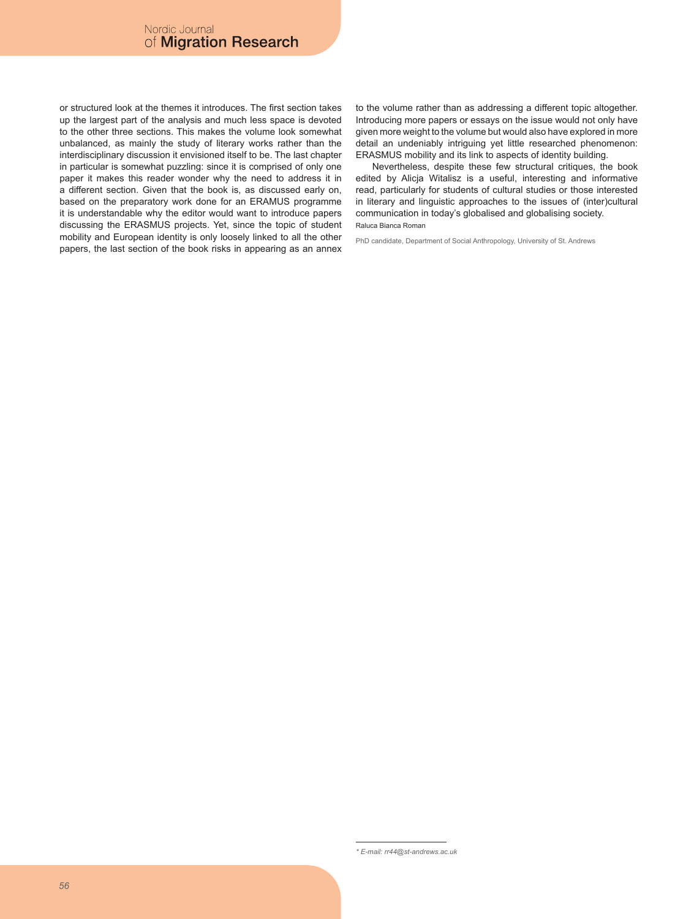or structured look at the themes it introduces. The first section takes up the largest part of the analysis and much less space is devoted to the other three sections. This makes the volume look somewhat unbalanced, as mainly the study of literary works rather than the interdisciplinary discussion it envisioned itself to be. The last chapter in particular is somewhat puzzling: since it is comprised of only one paper it makes this reader wonder why the need to address it in a different section. Given that the book is, as discussed early on, based on the preparatory work done for an ERAMUS programme it is understandable why the editor would want to introduce papers discussing the ERASMUS projects. Yet, since the topic of student mobility and European identity is only loosely linked to all the other papers, the last section of the book risks in appearing as an annex to the volume rather than as addressing a different topic altogether. Introducing more papers or essays on the issue would not only have given more weight to the volume but would also have explored in more detail an undeniably intriguing yet little researched phenomenon: ERASMUS mobility and its link to aspects of identity building.

Nevertheless, despite these few structural critiques, the book edited by Alicja Witalisz is a useful, interesting and informative read, particularly for students of cultural studies or those interested in literary and linguistic approaches to the issues of (inter)cultural communication in today's globalised and globalising society.

Raluca Bianca Roman

PhD candidate, Department of Social Anthropology, University of St. Andrews

* *E-mail: rr44@st-andrews.ac.uk*